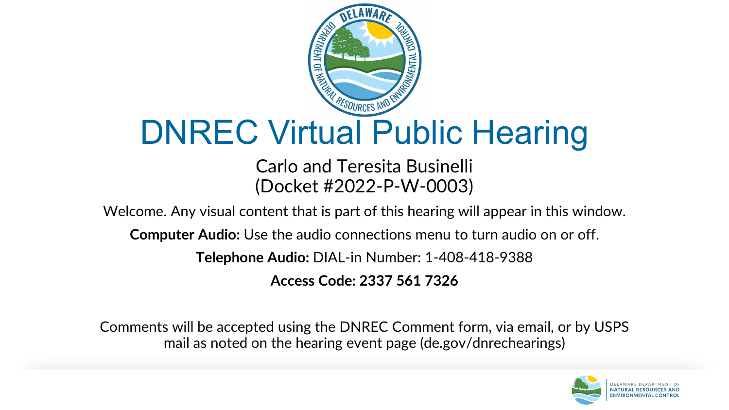# DNREC Virtual Public Hearing

Carlo and Teresita Businelli
(Docket #2022-P-W-0003)

Welcome. Any visual content that is part of this hearing will appear in this window.

**Computer Audio:** Use the audio connections menu to turn audio on or off.

**Telephone Audio:** DIAL-in Number: 1-408-418-9388

**Access Code: 2337 561 7326**

Comments will be accepted using the DNREC Comment form, via email, or by USPS mail as noted on the hearing event page (de.gov/dnrechearings)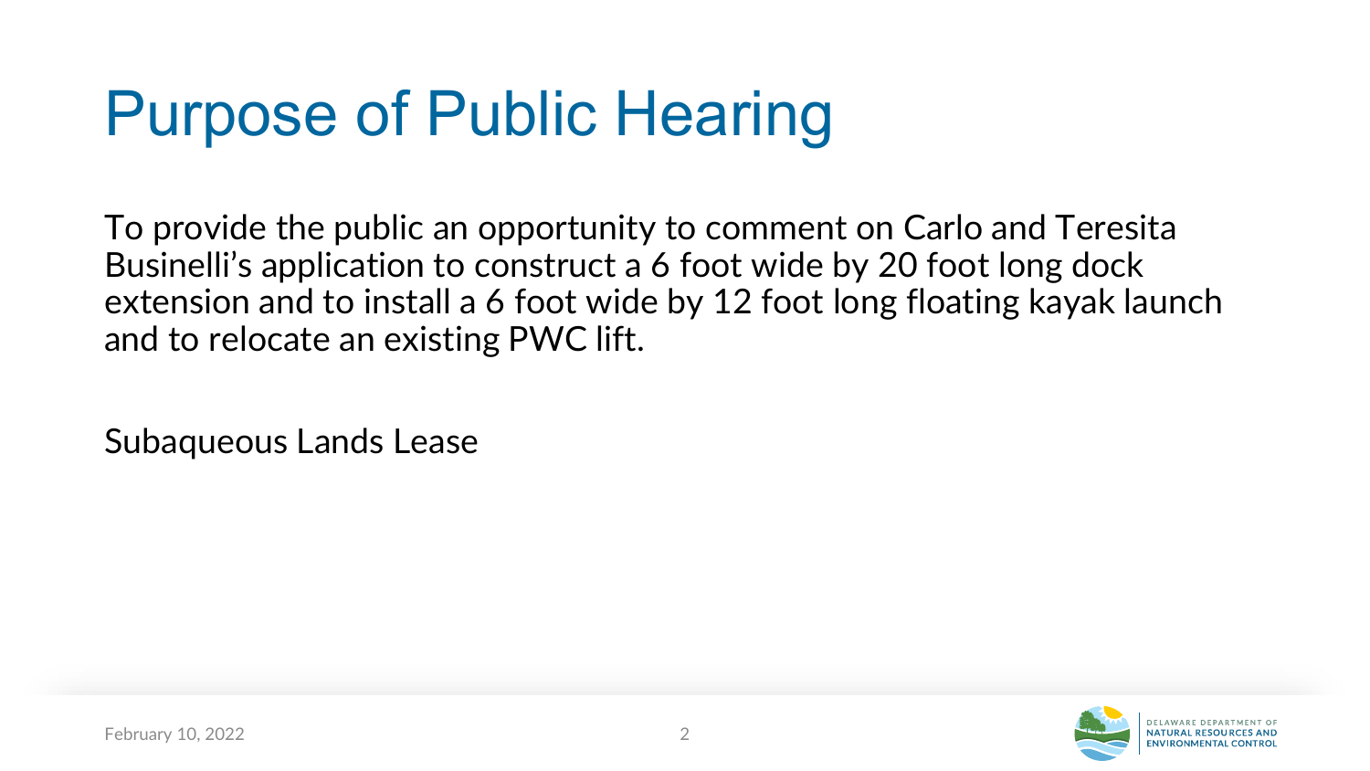# Purpose of Public Hearing

To provide the public an opportunity to comment on Carlo and Teresita Businelli's application to construct a 6 foot wide by 20 foot long dock extension and to install a 6 foot wide by 12 foot long floating kayak launch and to relocate an existing PWC lift.

Subaqueous Lands Lease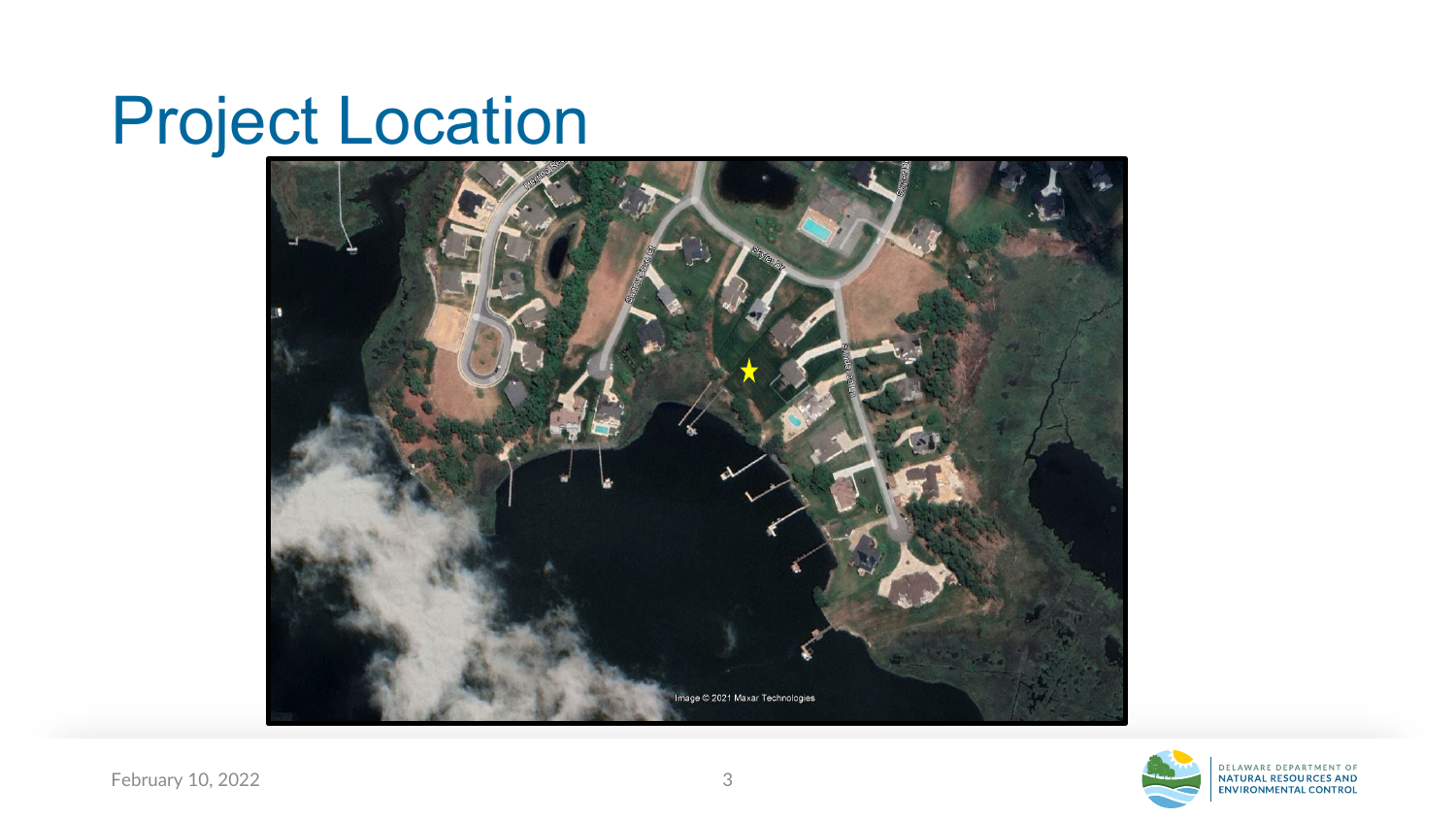# Project Location

Image © 2021 Maxar Technologies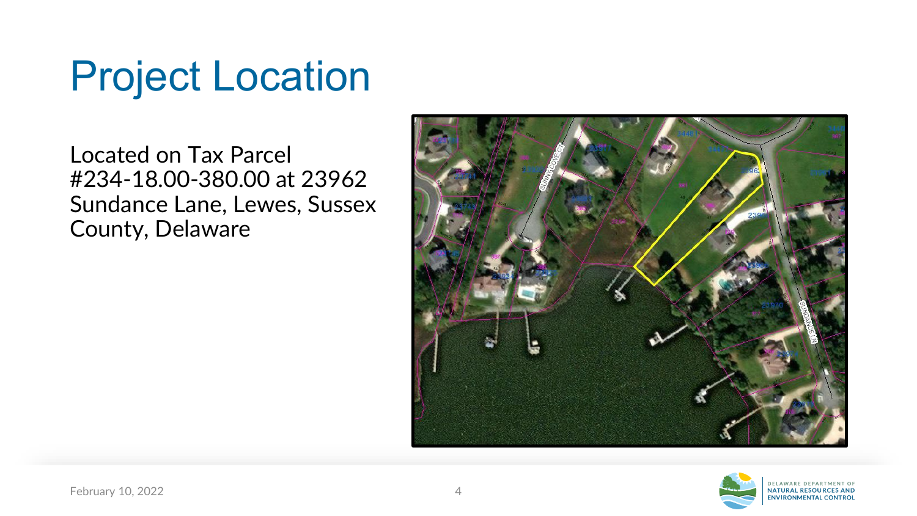# Project Location

Located on Tax Parcel #234-18.00-380.00 at 23962 Sundance Lane, Lewes, Sussex County, Delaware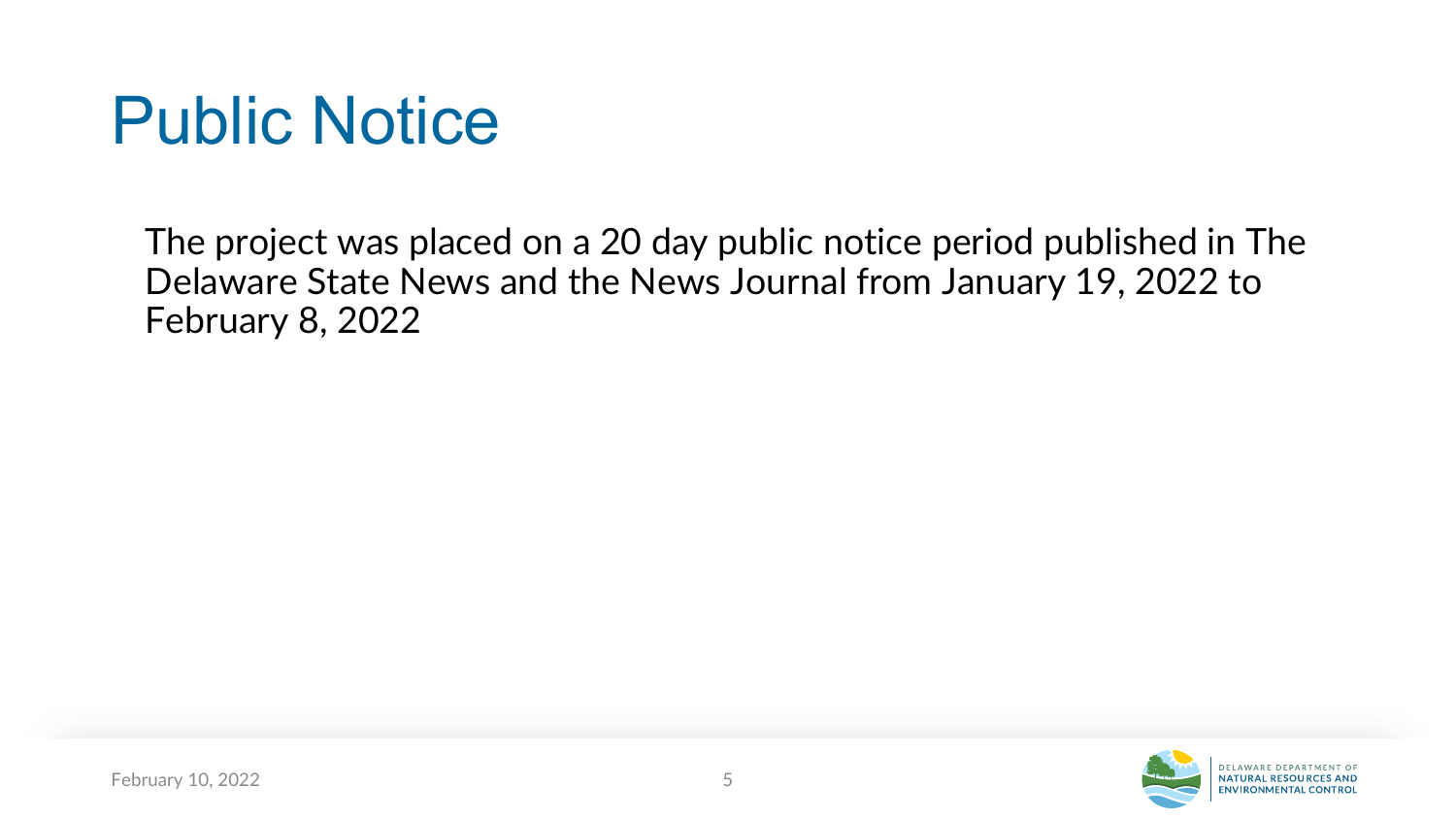# Public Notice

The project was placed on a 20 day public notice period published in The Delaware State News and the News Journal from January 19, 2022 to February 8, 2022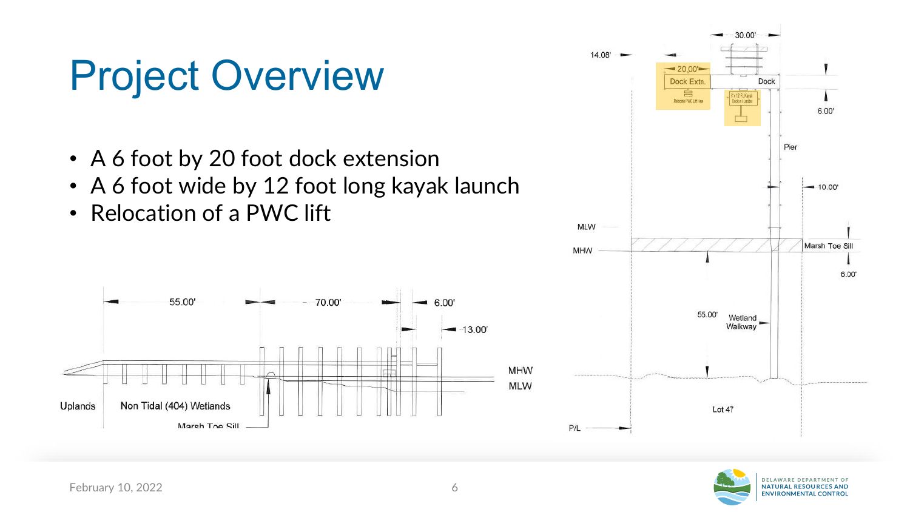# Project Overview

- A 6 foot by 20 foot dock extension
- A 6 foot wide by 12 foot long kayak launch
- Relocation of a PWC lift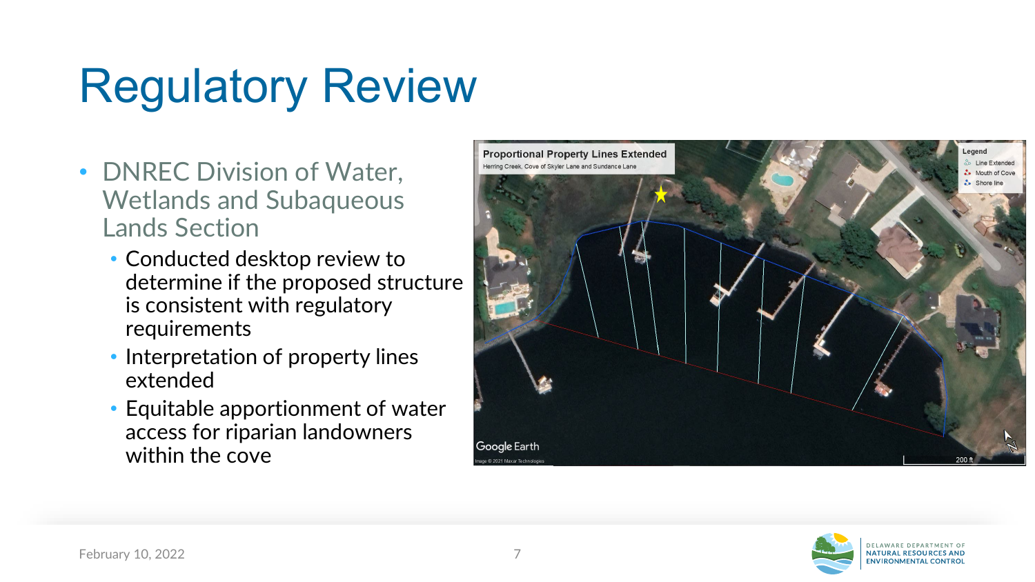# Regulatory Review

- DNREC Division of Water, Wetlands and Subaqueous Lands Section
  - Conducted desktop review to determine if the proposed structure is consistent with regulatory requirements
  - Interpretation of property lines extended
  - Equitable apportionment of water access for riparian landowners within the cove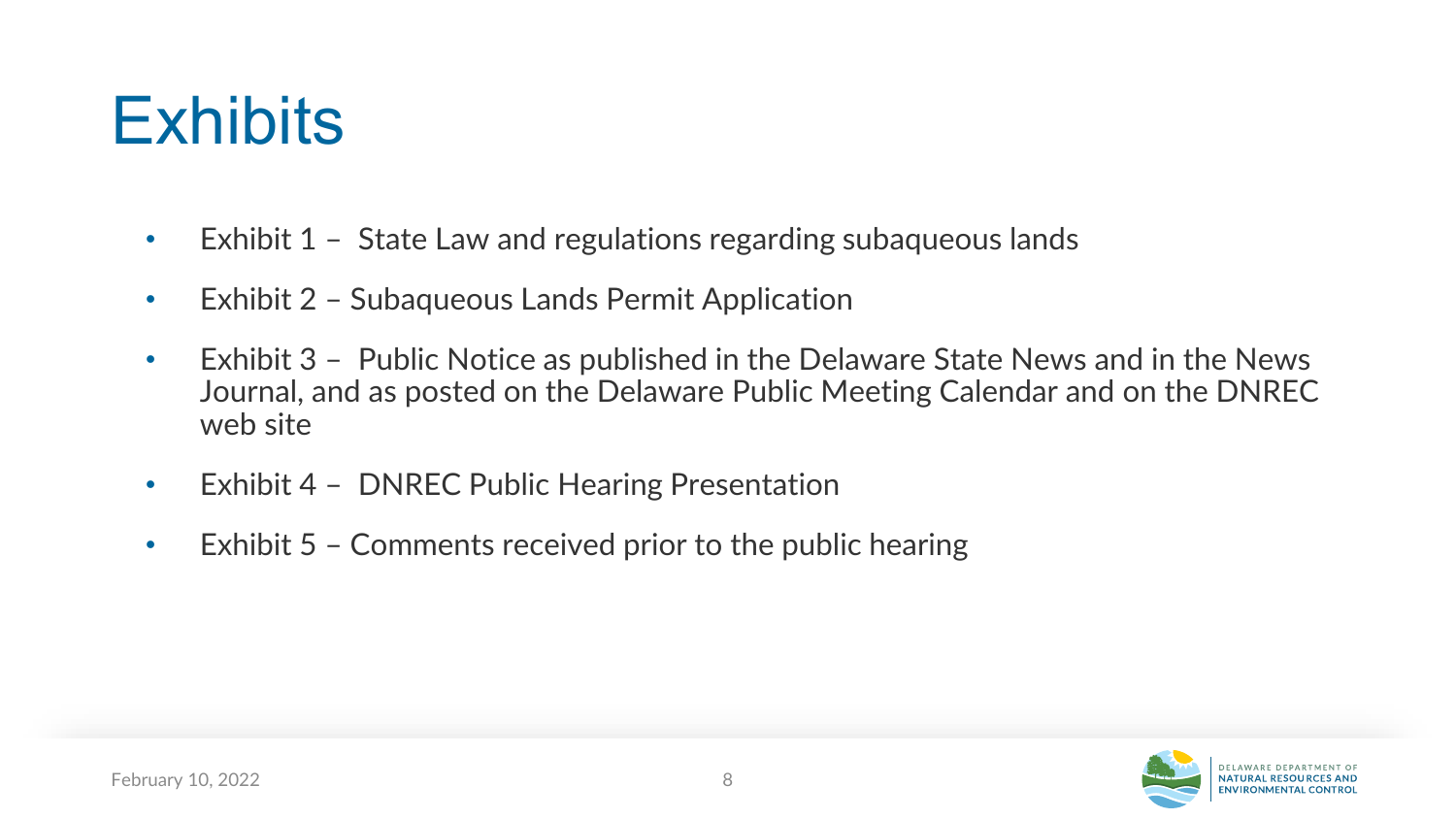# Exhibits

- Exhibit 1 – State Law and regulations regarding subaqueous lands
- Exhibit 2 – Subaqueous Lands Permit Application
- Exhibit 3 – Public Notice as published in the Delaware State News and in the News Journal, and as posted on the Delaware Public Meeting Calendar and on the DNREC web site
- Exhibit 4 – DNREC Public Hearing Presentation
- Exhibit 5 – Comments received prior to the public hearing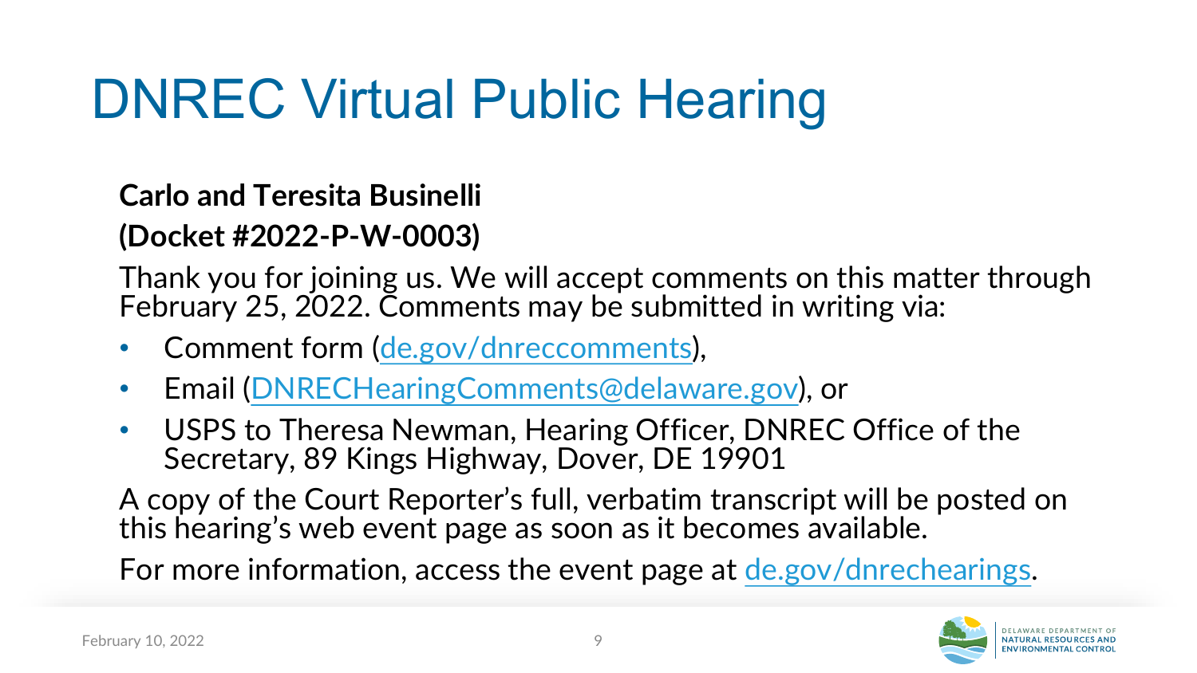# DNREC Virtual Public Hearing

**Carlo and Teresita Businelli**

**(Docket #2022-P-W-0003)**

Thank you for joining us. We will accept comments on this matter through February 25, 2022. Comments may be submitted in writing via:

- Comment form (de.gov/dnreccomments),
- Email (DNRECHearingComments@delaware.gov), or
- USPS to Theresa Newman, Hearing Officer, DNREC Office of the Secretary, 89 Kings Highway, Dover, DE 19901

A copy of the Court Reporter's full, verbatim transcript will be posted on this hearing's web event page as soon as it becomes available.

For more information, access the event page at de.gov/dnrechearings.

February 10, 2022

DELAWARE DEPARTMENT OF NATURAL RESOURCES AND ENVIRONMENTAL CONTROL